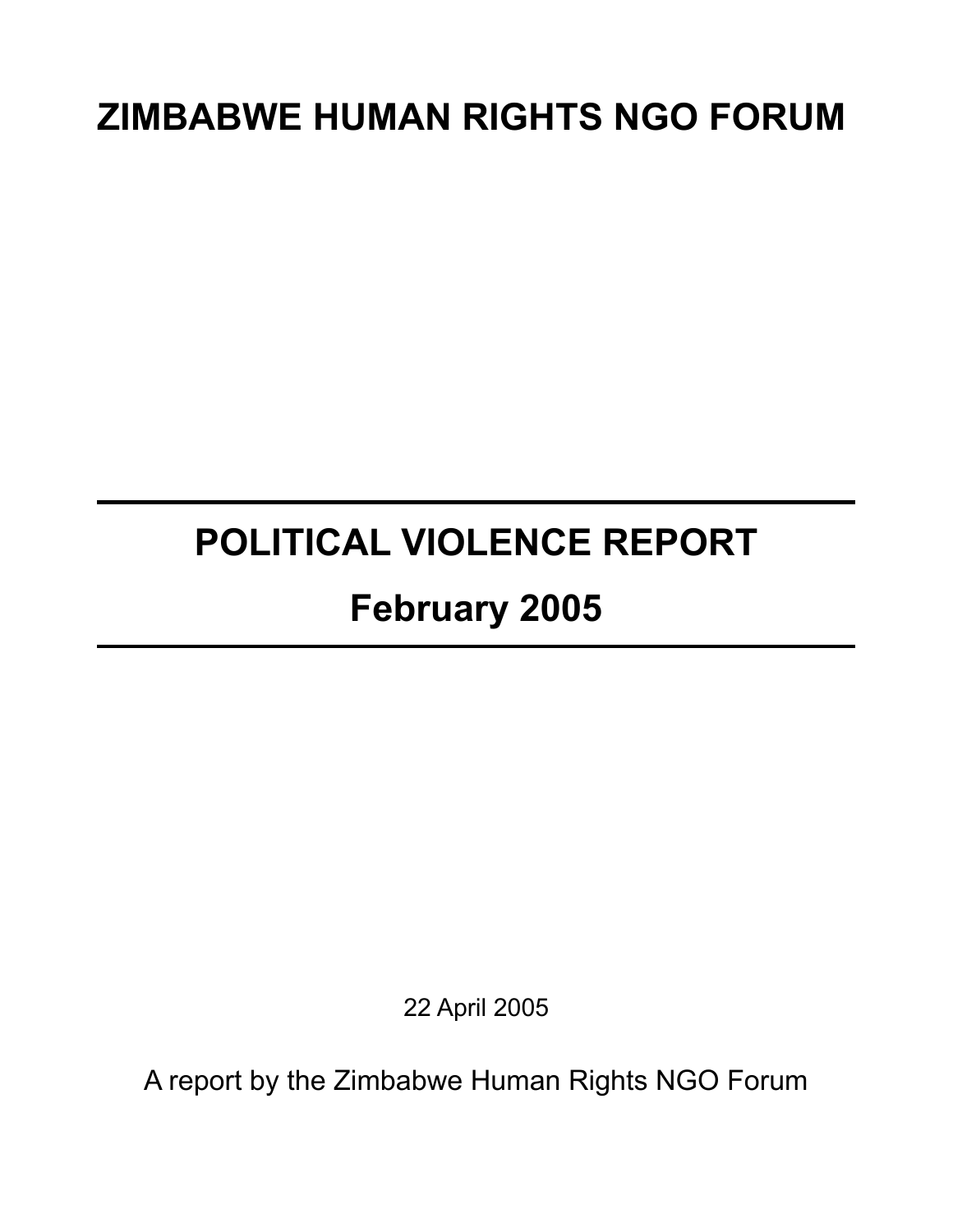# ZIMBABWE HUMAN RIGHTS NGO FORUM

---

# POLITICAL VIOLENCE REPORT

## February 2005

---

22 April 2005

A report by the Zimbabwe Human Rights NGO Forum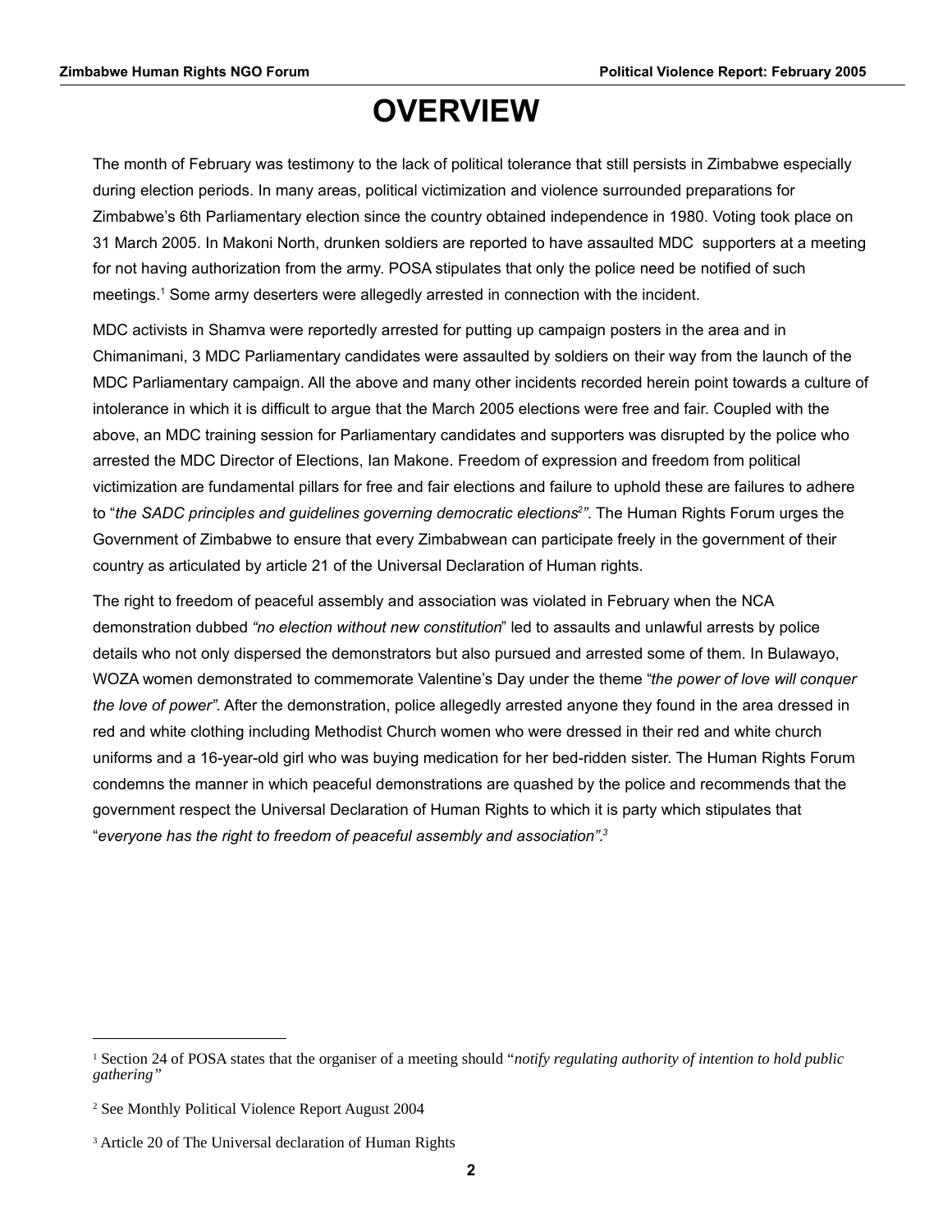# OVERVIEW

The month of February was testimony to the lack of political tolerance that still persists in Zimbabwe especially during election periods. In many areas, political victimization and violence surrounded preparations for Zimbabwe's 6th Parliamentary election since the country obtained independence in 1980. Voting took place on 31 March 2005. In Makoni North, drunken soldiers are reported to have assaulted MDC supporters at a meeting for not having authorization from the army. POSA stipulates that only the police need be notified of such meetings.[1] Some army deserters were allegedly arrested in connection with the incident.

MDC activists in Shamva were reportedly arrested for putting up campaign posters in the area and in Chimanimani, 3 MDC Parliamentary candidates were assaulted by soldiers on their way from the launch of the MDC Parliamentary campaign. All the above and many other incidents recorded herein point towards a culture of intolerance in which it is difficult to argue that the March 2005 elections were free and fair. Coupled with the above, an MDC training session for Parliamentary candidates and supporters was disrupted by the police who arrested the MDC Director of Elections, Ian Makone. Freedom of expression and freedom from political victimization are fundamental pillars for free and fair elections and failure to uphold these are failures to adhere to "*the SADC principles and guidelines governing democratic elections*[2]*"*. The Human Rights Forum urges the Government of Zimbabwe to ensure that every Zimbabwean can participate freely in the government of their country as articulated by article 21 of the Universal Declaration of Human rights.

The right to freedom of peaceful assembly and association was violated in February when the NCA demonstration dubbed *"no election without new constitution*" led to assaults and unlawful arrests by police details who not only dispersed the demonstrators but also pursued and arrested some of them. In Bulawayo, WOZA women demonstrated to commemorate Valentine's Day under the theme "*the power of love will conquer the love of power"*. After the demonstration, police allegedly arrested anyone they found in the area dressed in red and white clothing including Methodist Church women who were dressed in their red and white church uniforms and a 16-year-old girl who was buying medication for her bed-ridden sister. The Human Rights Forum condemns the manner in which peaceful demonstrations are quashed by the police and recommends that the government respect the Universal Declaration of Human Rights to which it is party which stipulates that "*everyone has the right to freedom of peaceful assembly and association".*[3]

---

[1] Section 24 of POSA states that the organiser of a meeting should "*notify regulating authority of intention to hold public gathering"*

[2] See Monthly Political Violence Report August 2004

[3] Article 20 of The Universal declaration of Human Rights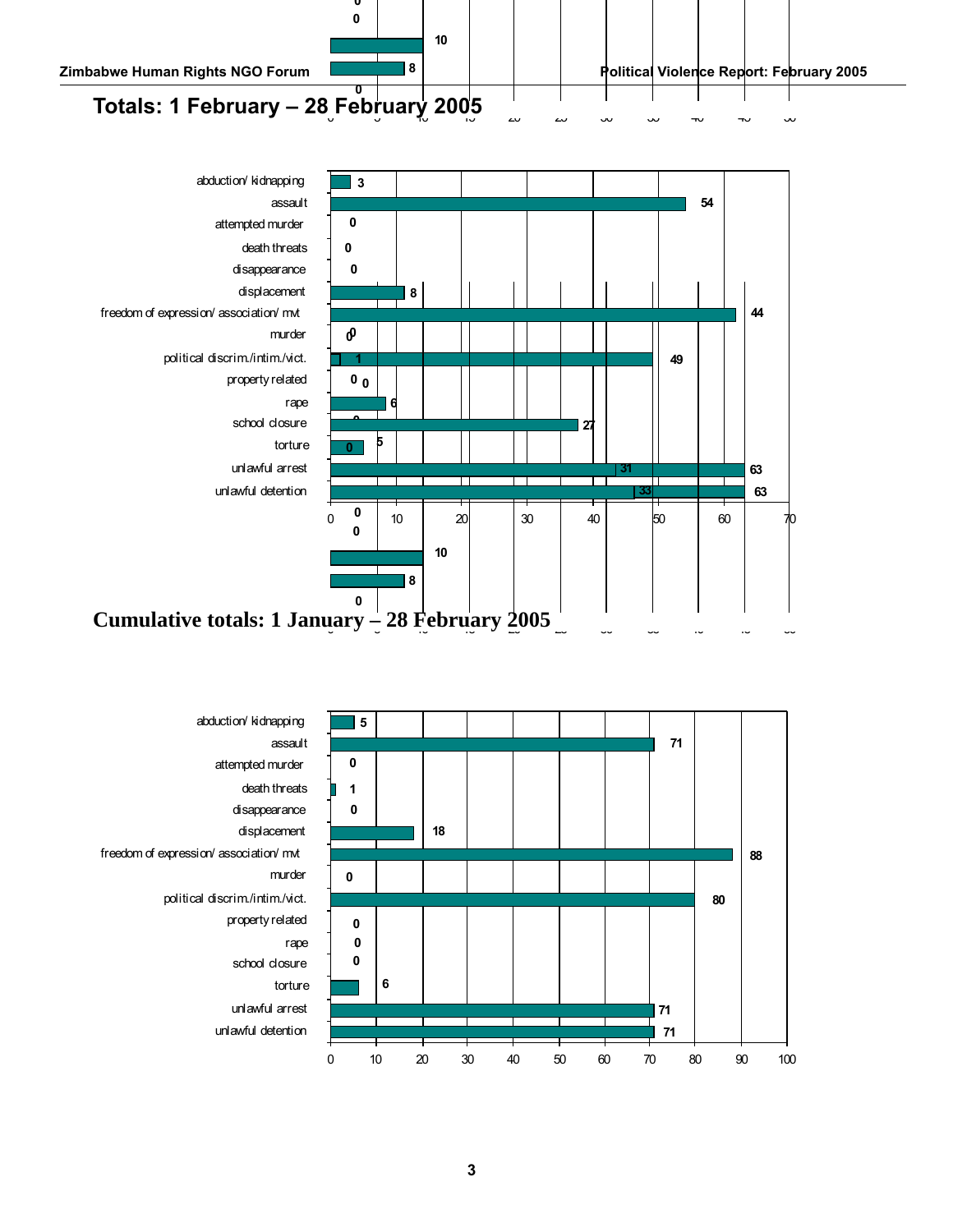## Totals: 1 February – 28 February 2005

| Category | Total |
| --- | --- |
| abduction/ kidnapping | 3 |
| assault | 54 |
| attempted murder | 0 |
| death threats | 0 |
| disappearance | 0 |
| displacement | 8 |
| freedom of expression/ association/ mvt | 44 |
| murder | 0 |
| political discrim./intim./vict. | 49 |
| property related | 0 |
| rape | 6 |
| school closure | 27 |
| torture | 5 |
| unlawful arrest | 63 |
| unlawful detention | 63 |

## Cumulative totals: 1 January – 28 February 2005

| Category | Total |
| --- | --- |
| abduction/ kidnapping | 5 |
| assault | 71 |
| attempted murder | 0 |
| death threats | 1 |
| disappearance | 0 |
| displacement | 18 |
| freedom of expression/ association/ mvt | 88 |
| murder | 0 |
| political discrim./intim./vict. | 80 |
| property related | 0 |
| rape | 0 |
| school closure | 0 |
| torture | 6 |
| unlawful arrest | 71 |
| unlawful detention | 71 |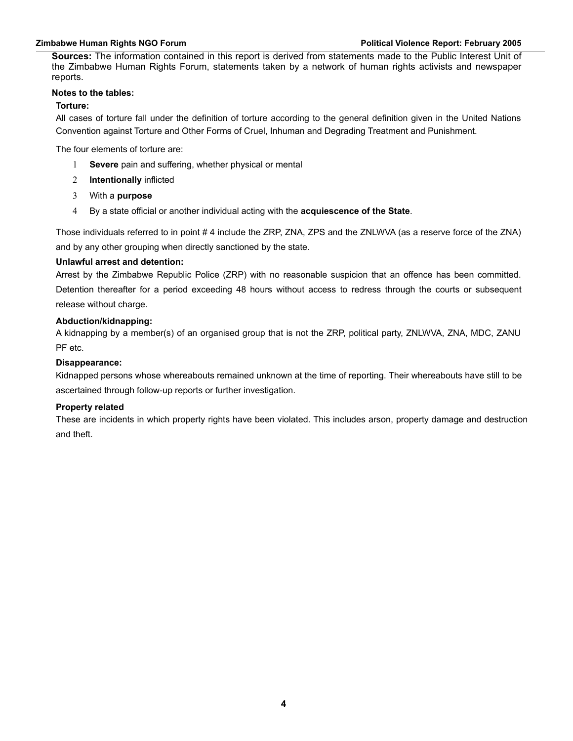**Sources:** The information contained in this report is derived from statements made to the Public Interest Unit of the Zimbabwe Human Rights Forum, statements taken by a network of human rights activists and newspaper reports.

**Notes to the tables:**

**Torture:**

All cases of torture fall under the definition of torture according to the general definition given in the United Nations Convention against Torture and Other Forms of Cruel, Inhuman and Degrading Treatment and Punishment.

The four elements of torture are:

1. **Severe** pain and suffering, whether physical or mental
2. **Intentionally** inflicted
3. With a **purpose**
4. By a state official or another individual acting with the **acquiescence of the State**.

Those individuals referred to in point # 4 include the ZRP, ZNA, ZPS and the ZNLWVA (as a reserve force of the ZNA) and by any other grouping when directly sanctioned by the state.

**Unlawful arrest and detention:**

Arrest by the Zimbabwe Republic Police (ZRP) with no reasonable suspicion that an offence has been committed. Detention thereafter for a period exceeding 48 hours without access to redress through the courts or subsequent release without charge.

**Abduction/kidnapping:**

A kidnapping by a member(s) of an organised group that is not the ZRP, political party, ZNLWVA, ZNA, MDC, ZANU PF etc.

**Disappearance:**

Kidnapped persons whose whereabouts remained unknown at the time of reporting. Their whereabouts have still to be ascertained through follow-up reports or further investigation.

**Property related**

These are incidents in which property rights have been violated. This includes arson, property damage and destruction and theft.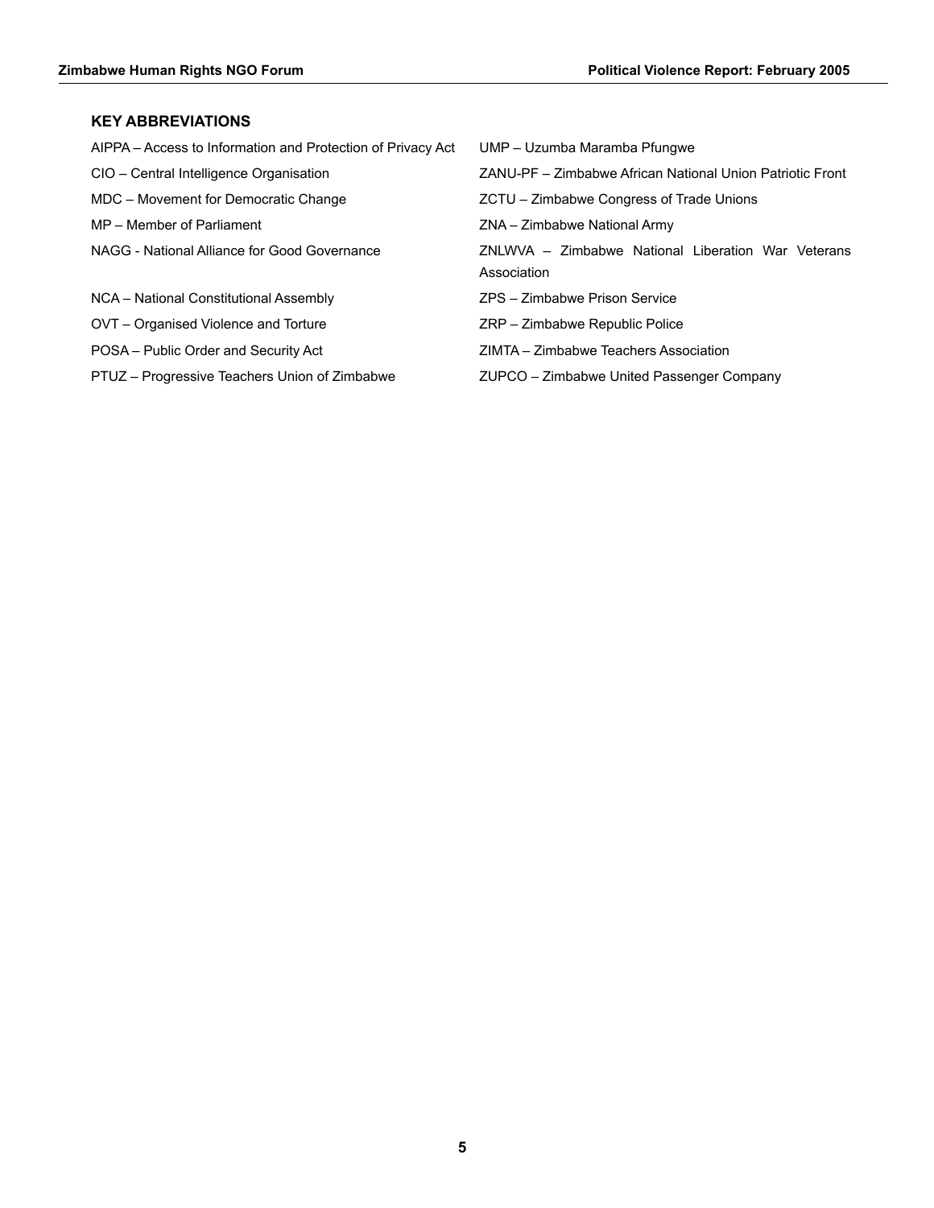## KEY ABBREVIATIONS

AIPPA – Access to Information and Protection of Privacy Act

CIO – Central Intelligence Organisation

MDC – Movement for Democratic Change

MP – Member of Parliament

NAGG - National Alliance for Good Governance

NCA – National Constitutional Assembly

OVT – Organised Violence and Torture

POSA – Public Order and Security Act

PTUZ – Progressive Teachers Union of Zimbabwe

UMP – Uzumba Maramba Pfungwe

ZANU-PF – Zimbabwe African National Union Patriotic Front

ZCTU – Zimbabwe Congress of Trade Unions

ZNA – Zimbabwe National Army

ZNLWVA – Zimbabwe National Liberation War Veterans Association

ZPS – Zimbabwe Prison Service

ZRP – Zimbabwe Republic Police

ZIMTA – Zimbabwe Teachers Association

ZUPCO – Zimbabwe United Passenger Company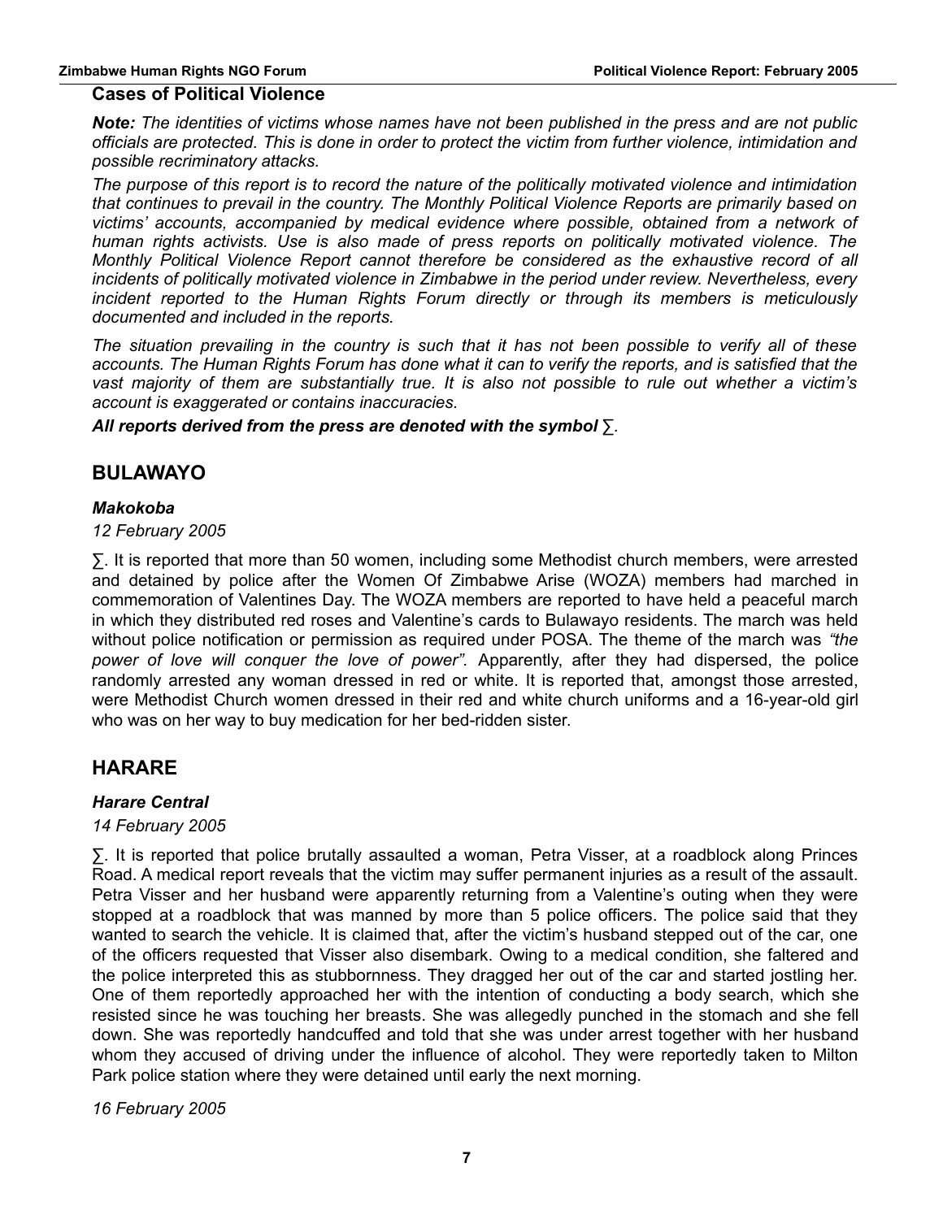## Cases of Political Violence

***Note:*** *The identities of victims whose names have not been published in the press and are not public officials are protected. This is done in order to protect the victim from further violence, intimidation and possible recriminatory attacks.*

*The purpose of this report is to record the nature of the politically motivated violence and intimidation that continues to prevail in the country. The Monthly Political Violence Reports are primarily based on victims' accounts, accompanied by medical evidence where possible, obtained from a network of human rights activists. Use is also made of press reports on politically motivated violence. The Monthly Political Violence Report cannot therefore be considered as the exhaustive record of all incidents of politically motivated violence in Zimbabwe in the period under review. Nevertheless, every incident reported to the Human Rights Forum directly or through its members is meticulously documented and included in the reports.*

*The situation prevailing in the country is such that it has not been possible to verify all of these accounts. The Human Rights Forum has done what it can to verify the reports, and is satisfied that the vast majority of them are substantially true. It is also not possible to rule out whether a victim's account is exaggerated or contains inaccuracies.*

***All reports derived from the press are denoted with the symbol*** *∑.*

## BULAWAYO

### *Makokoba*

*12 February 2005*

∑. It is reported that more than 50 women, including some Methodist church members, were arrested and detained by police after the Women Of Zimbabwe Arise (WOZA) members had marched in commemoration of Valentines Day. The WOZA members are reported to have held a peaceful march in which they distributed red roses and Valentine's cards to Bulawayo residents. The march was held without police notification or permission as required under POSA. The theme of the march was *"the power of love will conquer the love of power".* Apparently, after they had dispersed, the police randomly arrested any woman dressed in red or white. It is reported that, amongst those arrested, were Methodist Church women dressed in their red and white church uniforms and a 16-year-old girl who was on her way to buy medication for her bed-ridden sister.

## HARARE

### *Harare Central*

*14 February 2005*

∑. It is reported that police brutally assaulted a woman, Petra Visser, at a roadblock along Princes Road. A medical report reveals that the victim may suffer permanent injuries as a result of the assault. Petra Visser and her husband were apparently returning from a Valentine's outing when they were stopped at a roadblock that was manned by more than 5 police officers. The police said that they wanted to search the vehicle. It is claimed that, after the victim's husband stepped out of the car, one of the officers requested that Visser also disembark. Owing to a medical condition, she faltered and the police interpreted this as stubbornness. They dragged her out of the car and started jostling her. One of them reportedly approached her with the intention of conducting a body search, which she resisted since he was touching her breasts. She was allegedly punched in the stomach and she fell down. She was reportedly handcuffed and told that she was under arrest together with her husband whom they accused of driving under the influence of alcohol. They were reportedly taken to Milton Park police station where they were detained until early the next morning.

*16 February 2005*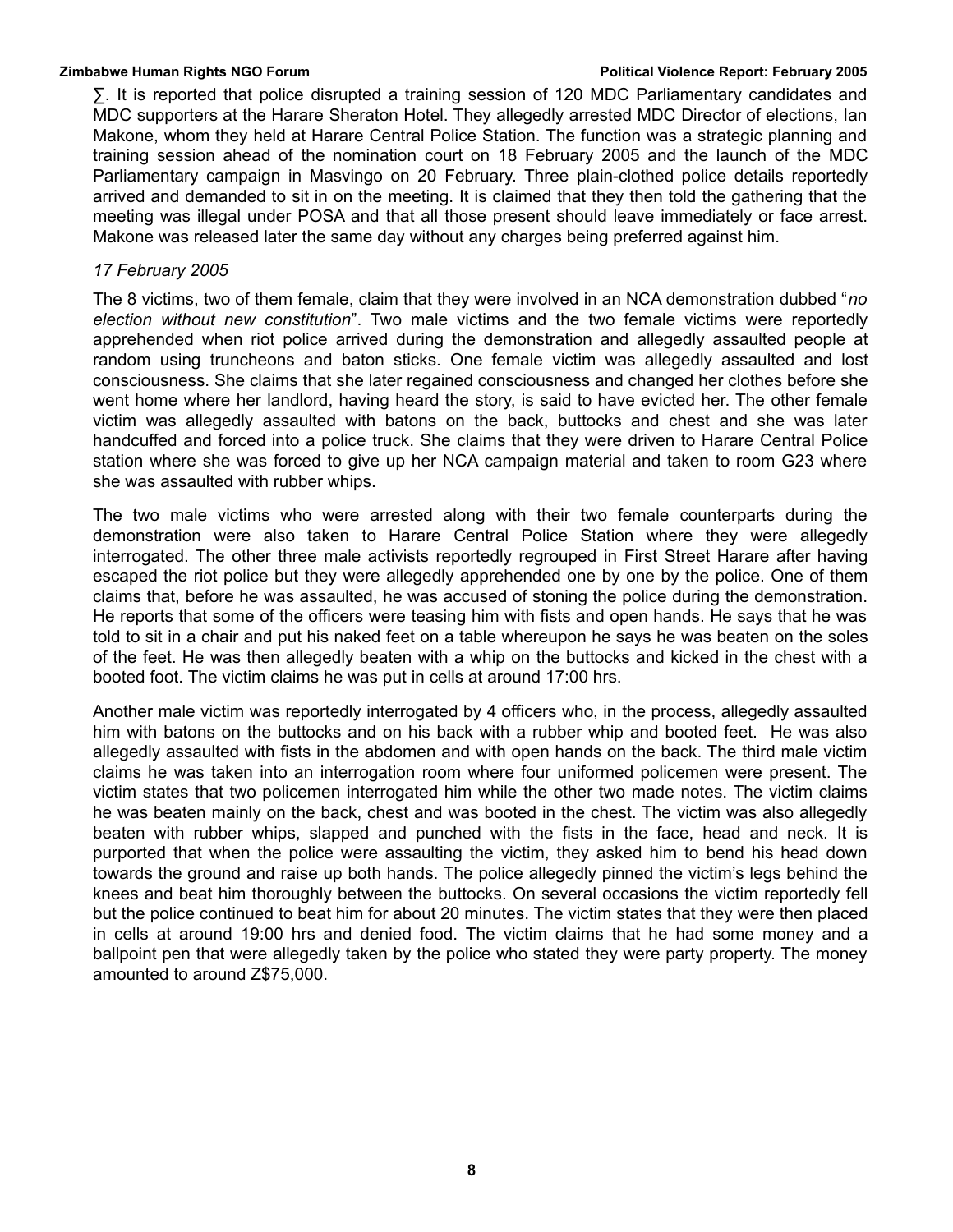∑. It is reported that police disrupted a training session of 120 MDC Parliamentary candidates and MDC supporters at the Harare Sheraton Hotel. They allegedly arrested MDC Director of elections, Ian Makone, whom they held at Harare Central Police Station. The function was a strategic planning and training session ahead of the nomination court on 18 February 2005 and the launch of the MDC Parliamentary campaign in Masvingo on 20 February. Three plain-clothed police details reportedly arrived and demanded to sit in on the meeting. It is claimed that they then told the gathering that the meeting was illegal under POSA and that all those present should leave immediately or face arrest. Makone was released later the same day without any charges being preferred against him.

*17 February 2005*

The 8 victims, two of them female, claim that they were involved in an NCA demonstration dubbed "*no election without new constitution*". Two male victims and the two female victims were reportedly apprehended when riot police arrived during the demonstration and allegedly assaulted people at random using truncheons and baton sticks. One female victim was allegedly assaulted and lost consciousness. She claims that she later regained consciousness and changed her clothes before she went home where her landlord, having heard the story, is said to have evicted her. The other female victim was allegedly assaulted with batons on the back, buttocks and chest and she was later handcuffed and forced into a police truck. She claims that they were driven to Harare Central Police station where she was forced to give up her NCA campaign material and taken to room G23 where she was assaulted with rubber whips.

The two male victims who were arrested along with their two female counterparts during the demonstration were also taken to Harare Central Police Station where they were allegedly interrogated. The other three male activists reportedly regrouped in First Street Harare after having escaped the riot police but they were allegedly apprehended one by one by the police. One of them claims that, before he was assaulted, he was accused of stoning the police during the demonstration. He reports that some of the officers were teasing him with fists and open hands. He says that he was told to sit in a chair and put his naked feet on a table whereupon he says he was beaten on the soles of the feet. He was then allegedly beaten with a whip on the buttocks and kicked in the chest with a booted foot. The victim claims he was put in cells at around 17:00 hrs.

Another male victim was reportedly interrogated by 4 officers who, in the process, allegedly assaulted him with batons on the buttocks and on his back with a rubber whip and booted feet. He was also allegedly assaulted with fists in the abdomen and with open hands on the back. The third male victim claims he was taken into an interrogation room where four uniformed policemen were present. The victim states that two policemen interrogated him while the other two made notes. The victim claims he was beaten mainly on the back, chest and was booted in the chest. The victim was also allegedly beaten with rubber whips, slapped and punched with the fists in the face, head and neck. It is purported that when the police were assaulting the victim, they asked him to bend his head down towards the ground and raise up both hands. The police allegedly pinned the victim's legs behind the knees and beat him thoroughly between the buttocks. On several occasions the victim reportedly fell but the police continued to beat him for about 20 minutes. The victim states that they were then placed in cells at around 19:00 hrs and denied food. The victim claims that he had some money and a ballpoint pen that were allegedly taken by the police who stated they were party property. The money amounted to around Z$75,000.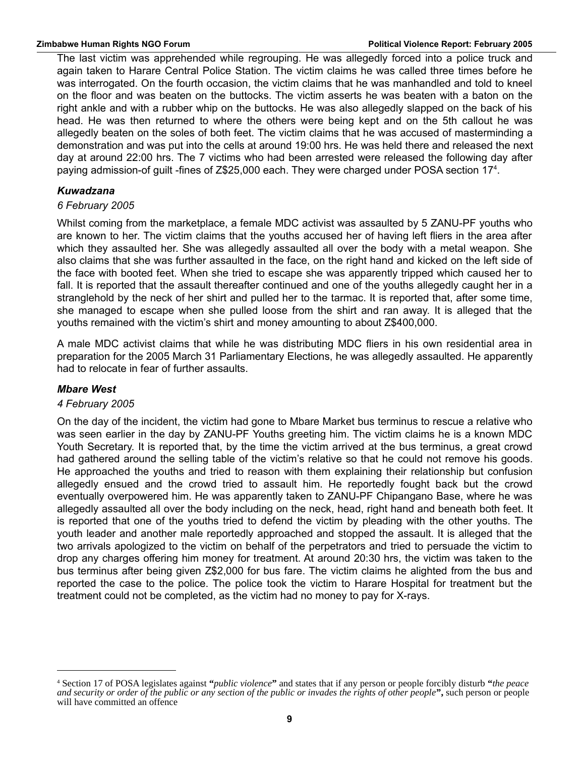The last victim was apprehended while regrouping. He was allegedly forced into a police truck and again taken to Harare Central Police Station. The victim claims he was called three times before he was interrogated. On the fourth occasion, the victim claims that he was manhandled and told to kneel on the floor and was beaten on the buttocks. The victim asserts he was beaten with a baton on the right ankle and with a rubber whip on the buttocks. He was also allegedly slapped on the back of his head. He was then returned to where the others were being kept and on the 5th callout he was allegedly beaten on the soles of both feet. The victim claims that he was accused of masterminding a demonstration and was put into the cells at around 19:00 hrs. He was held there and released the next day at around 22:00 hrs. The 7 victims who had been arrested were released the following day after paying admission-of guilt -fines of Z$25,000 each. They were charged under POSA section 17[4].

### *Kuwadzana*

*6 February 2005*

Whilst coming from the marketplace, a female MDC activist was assaulted by 5 ZANU-PF youths who are known to her. The victim claims that the youths accused her of having left fliers in the area after which they assaulted her. She was allegedly assaulted all over the body with a metal weapon. She also claims that she was further assaulted in the face, on the right hand and kicked on the left side of the face with booted feet. When she tried to escape she was apparently tripped which caused her to fall. It is reported that the assault thereafter continued and one of the youths allegedly caught her in a stranglehold by the neck of her shirt and pulled her to the tarmac. It is reported that, after some time, she managed to escape when she pulled loose from the shirt and ran away. It is alleged that the youths remained with the victim's shirt and money amounting to about Z$400,000.

A male MDC activist claims that while he was distributing MDC fliers in his own residential area in preparation for the 2005 March 31 Parliamentary Elections, he was allegedly assaulted. He apparently had to relocate in fear of further assaults.

### *Mbare West*

*4 February 2005*

On the day of the incident, the victim had gone to Mbare Market bus terminus to rescue a relative who was seen earlier in the day by ZANU-PF Youths greeting him. The victim claims he is a known MDC Youth Secretary. It is reported that, by the time the victim arrived at the bus terminus, a great crowd had gathered around the selling table of the victim's relative so that he could not remove his goods. He approached the youths and tried to reason with them explaining their relationship but confusion allegedly ensued and the crowd tried to assault him. He reportedly fought back but the crowd eventually overpowered him. He was apparently taken to ZANU-PF Chipangano Base, where he was allegedly assaulted all over the body including on the neck, head, right hand and beneath both feet. It is reported that one of the youths tried to defend the victim by pleading with the other youths. The youth leader and another male reportedly approached and stopped the assault. It is alleged that the two arrivals apologized to the victim on behalf of the perpetrators and tried to persuade the victim to drop any charges offering him money for treatment. At around 20:30 hrs, the victim was taken to the bus terminus after being given Z$2,000 for bus fare. The victim claims he alighted from the bus and reported the case to the police. The police took the victim to Harare Hospital for treatment but the treatment could not be completed, as the victim had no money to pay for X-rays.

---

[4] Section 17 of POSA legislates against **"***public violence***"** and states that if any person or people forcibly disturb **"***the peace and security or order of the public or any section of the public or invades the rights of other people***",** such person or people will have committed an offence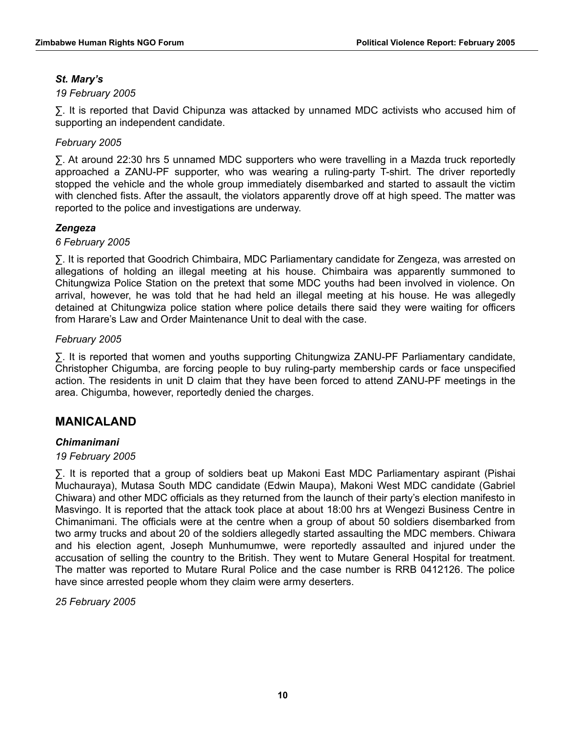### *St. Mary's*

*19 February 2005*

∑. It is reported that David Chipunza was attacked by unnamed MDC activists who accused him of supporting an independent candidate.

*February 2005*

∑. At around 22:30 hrs 5 unnamed MDC supporters who were travelling in a Mazda truck reportedly approached a ZANU-PF supporter, who was wearing a ruling-party T-shirt. The driver reportedly stopped the vehicle and the whole group immediately disembarked and started to assault the victim with clenched fists. After the assault, the violators apparently drove off at high speed. The matter was reported to the police and investigations are underway.

### *Zengeza*

*6 February 2005*

∑. It is reported that Goodrich Chimbaira, MDC Parliamentary candidate for Zengeza, was arrested on allegations of holding an illegal meeting at his house. Chimbaira was apparently summoned to Chitungwiza Police Station on the pretext that some MDC youths had been involved in violence. On arrival, however, he was told that he had held an illegal meeting at his house. He was allegedly detained at Chitungwiza police station where police details there said they were waiting for officers from Harare's Law and Order Maintenance Unit to deal with the case.

*February 2005*

∑. It is reported that women and youths supporting Chitungwiza ZANU-PF Parliamentary candidate, Christopher Chigumba, are forcing people to buy ruling-party membership cards or face unspecified action. The residents in unit D claim that they have been forced to attend ZANU-PF meetings in the area. Chigumba, however, reportedly denied the charges.

## MANICALAND

### *Chimanimani*

*19 February 2005*

∑. It is reported that a group of soldiers beat up Makoni East MDC Parliamentary aspirant (Pishai Muchauraya), Mutasa South MDC candidate (Edwin Maupa), Makoni West MDC candidate (Gabriel Chiwara) and other MDC officials as they returned from the launch of their party's election manifesto in Masvingo. It is reported that the attack took place at about 18:00 hrs at Wengezi Business Centre in Chimanimani. The officials were at the centre when a group of about 50 soldiers disembarked from two army trucks and about 20 of the soldiers allegedly started assaulting the MDC members. Chiwara and his election agent, Joseph Munhumumwe, were reportedly assaulted and injured under the accusation of selling the country to the British. They went to Mutare General Hospital for treatment. The matter was reported to Mutare Rural Police and the case number is RRB 0412126. The police have since arrested people whom they claim were army deserters.

*25 February 2005*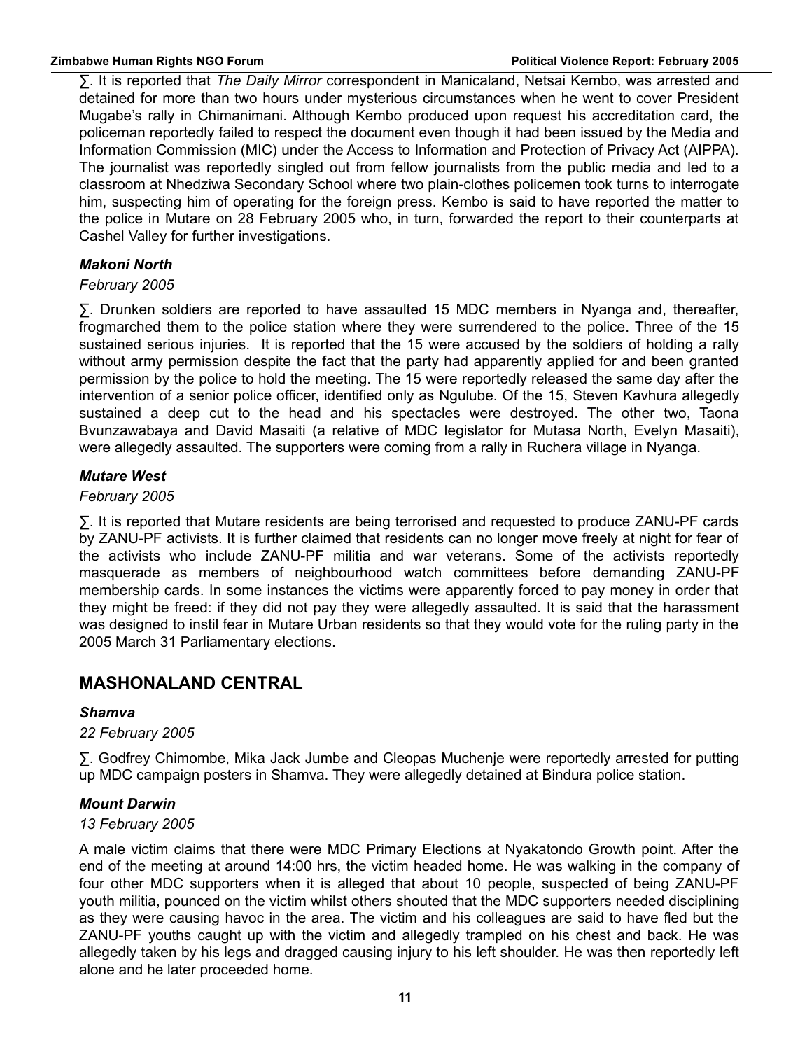∑. It is reported that *The Daily Mirror* correspondent in Manicaland, Netsai Kembo, was arrested and detained for more than two hours under mysterious circumstances when he went to cover President Mugabe's rally in Chimanimani. Although Kembo produced upon request his accreditation card, the policeman reportedly failed to respect the document even though it had been issued by the Media and Information Commission (MIC) under the Access to Information and Protection of Privacy Act (AIPPA). The journalist was reportedly singled out from fellow journalists from the public media and led to a classroom at Nhedziwa Secondary School where two plain-clothes policemen took turns to interrogate him, suspecting him of operating for the foreign press. Kembo is said to have reported the matter to the police in Mutare on 28 February 2005 who, in turn, forwarded the report to their counterparts at Cashel Valley for further investigations.

### *Makoni North*

*February 2005*

∑. Drunken soldiers are reported to have assaulted 15 MDC members in Nyanga and, thereafter, frogmarched them to the police station where they were surrendered to the police. Three of the 15 sustained serious injuries. It is reported that the 15 were accused by the soldiers of holding a rally without army permission despite the fact that the party had apparently applied for and been granted permission by the police to hold the meeting. The 15 were reportedly released the same day after the intervention of a senior police officer, identified only as Ngulube. Of the 15, Steven Kavhura allegedly sustained a deep cut to the head and his spectacles were destroyed. The other two, Taona Bvunzawabaya and David Masaiti (a relative of MDC legislator for Mutasa North, Evelyn Masaiti), were allegedly assaulted. The supporters were coming from a rally in Ruchera village in Nyanga.

### *Mutare West*

*February 2005*

∑. It is reported that Mutare residents are being terrorised and requested to produce ZANU-PF cards by ZANU-PF activists. It is further claimed that residents can no longer move freely at night for fear of the activists who include ZANU-PF militia and war veterans. Some of the activists reportedly masquerade as members of neighbourhood watch committees before demanding ZANU-PF membership cards. In some instances the victims were apparently forced to pay money in order that they might be freed: if they did not pay they were allegedly assaulted. It is said that the harassment was designed to instil fear in Mutare Urban residents so that they would vote for the ruling party in the 2005 March 31 Parliamentary elections.

## MASHONALAND CENTRAL

### *Shamva*

*22 February 2005*

∑. Godfrey Chimombe, Mika Jack Jumbe and Cleopas Muchenje were reportedly arrested for putting up MDC campaign posters in Shamva. They were allegedly detained at Bindura police station.

### *Mount Darwin*

*13 February 2005*

A male victim claims that there were MDC Primary Elections at Nyakatondo Growth point. After the end of the meeting at around 14:00 hrs, the victim headed home. He was walking in the company of four other MDC supporters when it is alleged that about 10 people, suspected of being ZANU-PF youth militia, pounced on the victim whilst others shouted that the MDC supporters needed disciplining as they were causing havoc in the area. The victim and his colleagues are said to have fled but the ZANU-PF youths caught up with the victim and allegedly trampled on his chest and back. He was allegedly taken by his legs and dragged causing injury to his left shoulder. He was then reportedly left alone and he later proceeded home.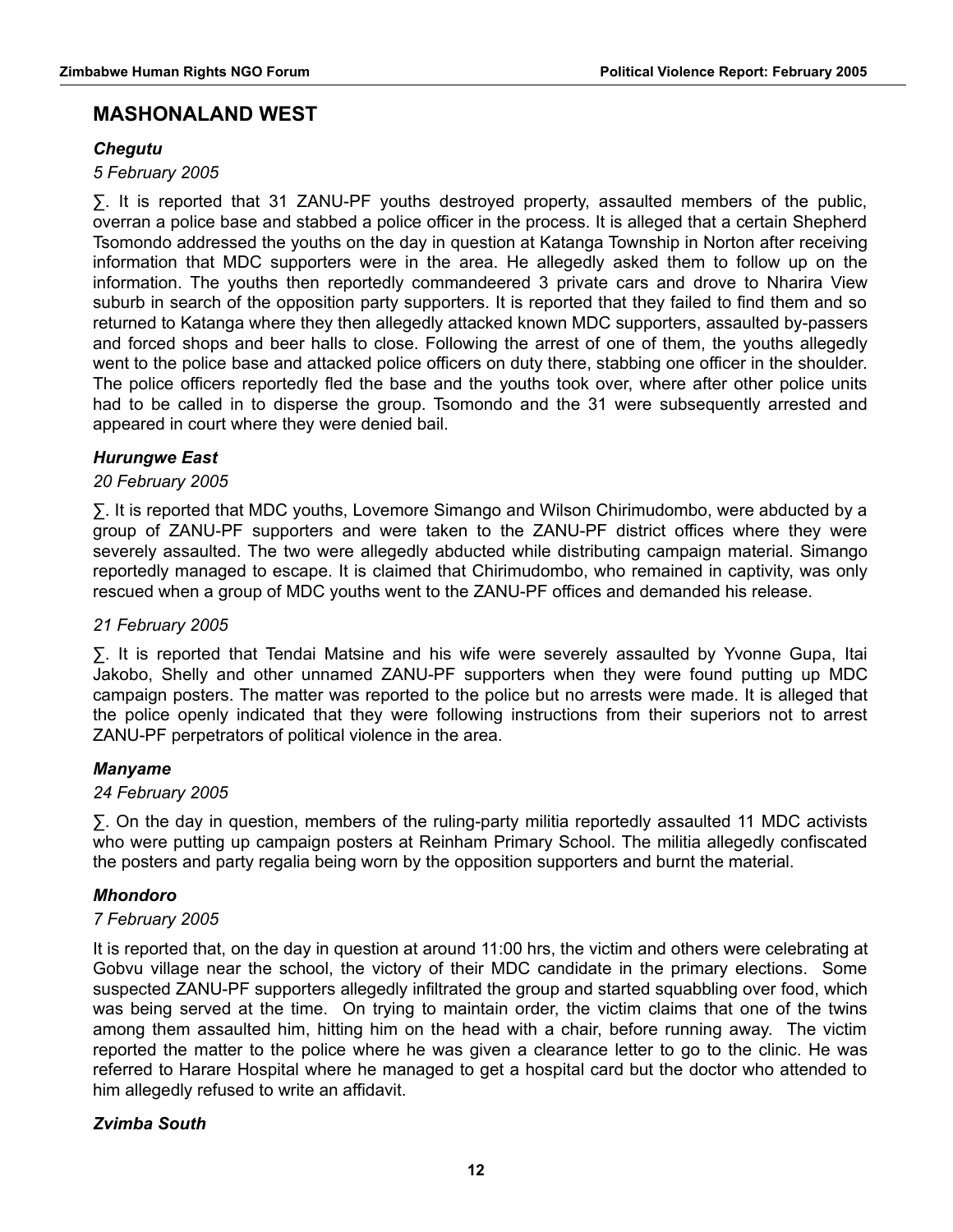## MASHONALAND WEST

### *Chegutu*

*5 February 2005*

- It is reported that 31 ZANU-PF youths destroyed property, assaulted members of the public, overran a police base and stabbed a police officer in the process. It is alleged that a certain Shepherd Tsomondo addressed the youths on the day in question at Katanga Township in Norton after receiving information that MDC supporters were in the area. He allegedly asked them to follow up on the information. The youths then reportedly commandeered 3 private cars and drove to Nharira View suburb in search of the opposition party supporters. It is reported that they failed to find them and so returned to Katanga where they then allegedly attacked known MDC supporters, assaulted by-passers and forced shops and beer halls to close. Following the arrest of one of them, the youths allegedly went to the police base and attacked police officers on duty there, stabbing one officer in the shoulder. The police officers reportedly fled the base and the youths took over, where after other police units had to be called in to disperse the group. Tsomondo and the 31 were subsequently arrested and appeared in court where they were denied bail.

### *Hurungwe East*

*20 February 2005*

- It is reported that MDC youths, Lovemore Simango and Wilson Chirimudombo, were abducted by a group of ZANU-PF supporters and were taken to the ZANU-PF district offices where they were severely assaulted. The two were allegedly abducted while distributing campaign material. Simango reportedly managed to escape. It is claimed that Chirimudombo, who remained in captivity, was only rescued when a group of MDC youths went to the ZANU-PF offices and demanded his release.

*21 February 2005*

- It is reported that Tendai Matsine and his wife were severely assaulted by Yvonne Gupa, Itai Jakobo, Shelly and other unnamed ZANU-PF supporters when they were found putting up MDC campaign posters. The matter was reported to the police but no arrests were made. It is alleged that the police openly indicated that they were following instructions from their superiors not to arrest ZANU-PF perpetrators of political violence in the area.

### *Manyame*

*24 February 2005*

- On the day in question, members of the ruling-party militia reportedly assaulted 11 MDC activists who were putting up campaign posters at Reinham Primary School. The militia allegedly confiscated the posters and party regalia being worn by the opposition supporters and burnt the material.

### *Mhondoro*

*7 February 2005*

It is reported that, on the day in question at around 11:00 hrs, the victim and others were celebrating at Gobvu village near the school, the victory of their MDC candidate in the primary elections. Some suspected ZANU-PF supporters allegedly infiltrated the group and started squabbling over food, which was being served at the time. On trying to maintain order, the victim claims that one of the twins among them assaulted him, hitting him on the head with a chair, before running away. The victim reported the matter to the police where he was given a clearance letter to go to the clinic. He was referred to Harare Hospital where he managed to get a hospital card but the doctor who attended to him allegedly refused to write an affidavit.

### *Zvimba South*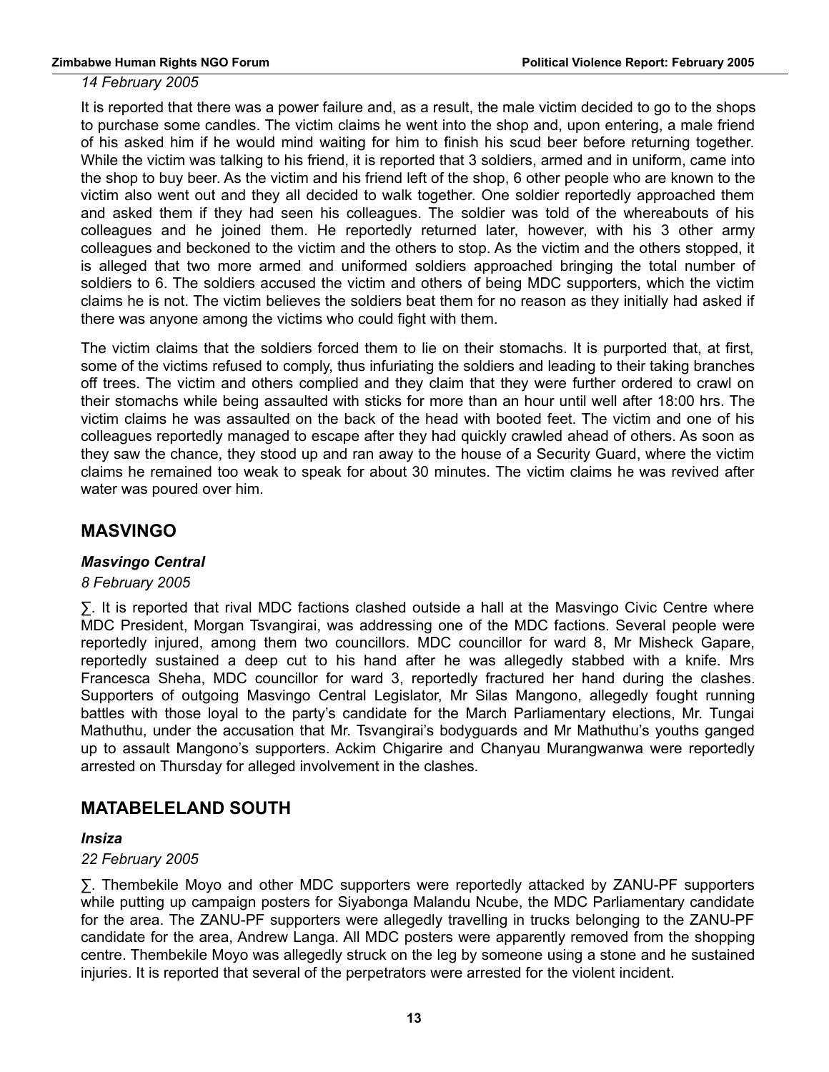*14 February 2005*

It is reported that there was a power failure and, as a result, the male victim decided to go to the shops to purchase some candles. The victim claims he went into the shop and, upon entering, a male friend of his asked him if he would mind waiting for him to finish his scud beer before returning together. While the victim was talking to his friend, it is reported that 3 soldiers, armed and in uniform, came into the shop to buy beer. As the victim and his friend left of the shop, 6 other people who are known to the victim also went out and they all decided to walk together. One soldier reportedly approached them and asked them if they had seen his colleagues. The soldier was told of the whereabouts of his colleagues and he joined them. He reportedly returned later, however, with his 3 other army colleagues and beckoned to the victim and the others to stop. As the victim and the others stopped, it is alleged that two more armed and uniformed soldiers approached bringing the total number of soldiers to 6. The soldiers accused the victim and others of being MDC supporters, which the victim claims he is not. The victim believes the soldiers beat them for no reason as they initially had asked if there was anyone among the victims who could fight with them.

The victim claims that the soldiers forced them to lie on their stomachs. It is purported that, at first, some of the victims refused to comply, thus infuriating the soldiers and leading to their taking branches off trees. The victim and others complied and they claim that they were further ordered to crawl on their stomachs while being assaulted with sticks for more than an hour until well after 18:00 hrs. The victim claims he was assaulted on the back of the head with booted feet. The victim and one of his colleagues reportedly managed to escape after they had quickly crawled ahead of others. As soon as they saw the chance, they stood up and ran away to the house of a Security Guard, where the victim claims he remained too weak to speak for about 30 minutes. The victim claims he was revived after water was poured over him.

## MASVINGO

***Masvingo Central***

*8 February 2005*

∑. It is reported that rival MDC factions clashed outside a hall at the Masvingo Civic Centre where MDC President, Morgan Tsvangirai, was addressing one of the MDC factions. Several people were reportedly injured, among them two councillors. MDC councillor for ward 8, Mr Misheck Gapare, reportedly sustained a deep cut to his hand after he was allegedly stabbed with a knife. Mrs Francesca Sheha, MDC councillor for ward 3, reportedly fractured her hand during the clashes. Supporters of outgoing Masvingo Central Legislator, Mr Silas Mangono, allegedly fought running battles with those loyal to the party's candidate for the March Parliamentary elections, Mr. Tungai Mathuthu, under the accusation that Mr. Tsvangirai's bodyguards and Mr Mathuthu's youths ganged up to assault Mangono's supporters. Ackim Chigarire and Chanyau Murangwanwa were reportedly arrested on Thursday for alleged involvement in the clashes.

## MATABELELAND SOUTH

***Insiza***

*22 February 2005*

∑. Thembekile Moyo and other MDC supporters were reportedly attacked by ZANU-PF supporters while putting up campaign posters for Siyabonga Malandu Ncube, the MDC Parliamentary candidate for the area. The ZANU-PF supporters were allegedly travelling in trucks belonging to the ZANU-PF candidate for the area, Andrew Langa. All MDC posters were apparently removed from the shopping centre. Thembekile Moyo was allegedly struck on the leg by someone using a stone and he sustained injuries. It is reported that several of the perpetrators were arrested for the violent incident.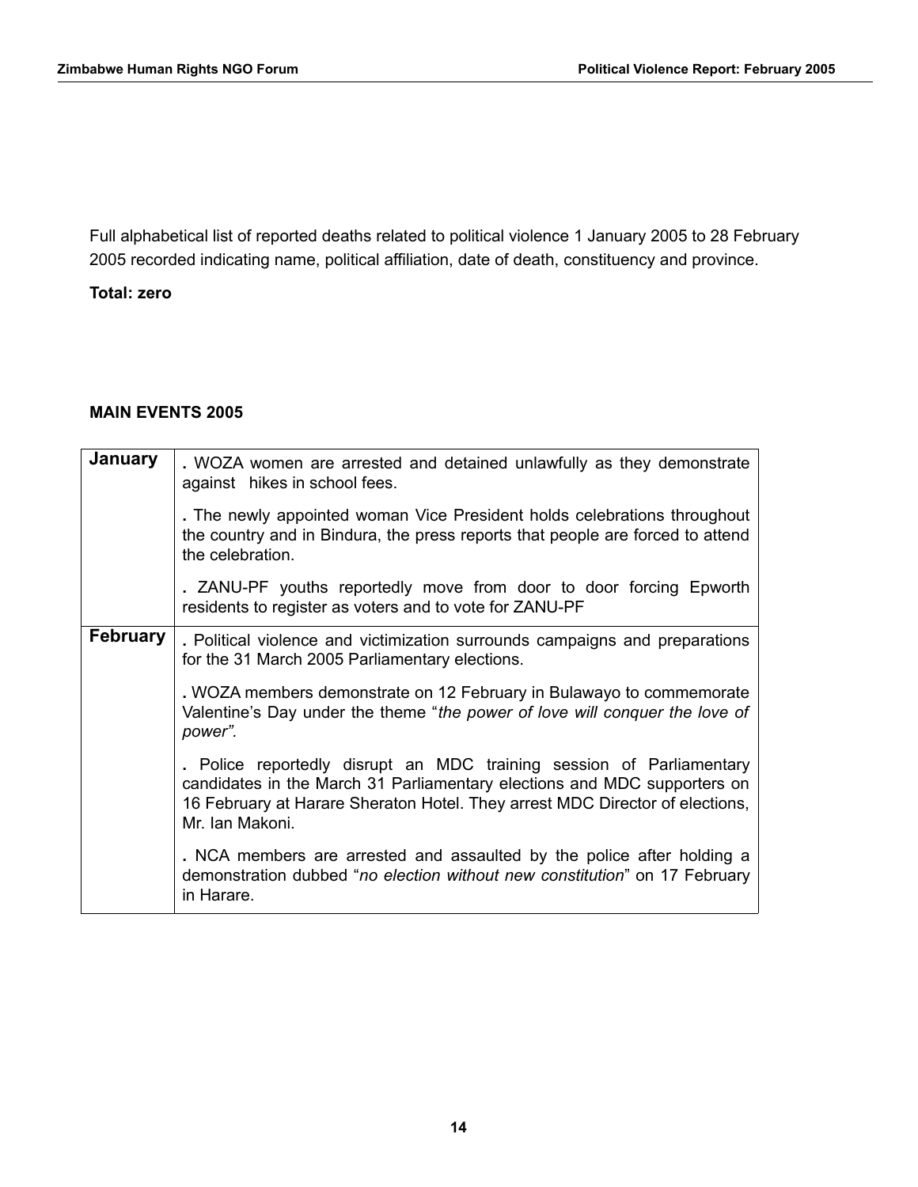Full alphabetical list of reported deaths related to political violence 1 January 2005 to 28 February 2005 recorded indicating name, political affiliation, date of death, constituency and province.

**Total: zero**

**MAIN EVENTS 2005**

| | |
|---|---|
| **January** | . WOZA women are arrested and detained unlawfully as they demonstrate against hikes in school fees. <br><br> . The newly appointed woman Vice President holds celebrations throughout the country and in Bindura, the press reports that people are forced to attend the celebration. <br><br> . ZANU-PF youths reportedly move from door to door forcing Epworth residents to register as voters and to vote for ZANU-PF |
| **February** | . Political violence and victimization surrounds campaigns and preparations for the 31 March 2005 Parliamentary elections. <br><br> . WOZA members demonstrate on 12 February in Bulawayo to commemorate Valentine's Day under the theme "*the power of love will conquer the love of power".* <br><br> . Police reportedly disrupt an MDC training session of Parliamentary candidates in the March 31 Parliamentary elections and MDC supporters on 16 February at Harare Sheraton Hotel. They arrest MDC Director of elections, Mr. Ian Makoni. <br><br> . NCA members are arrested and assaulted by the police after holding a demonstration dubbed "*no election without new constitution*" on 17 February in Harare. |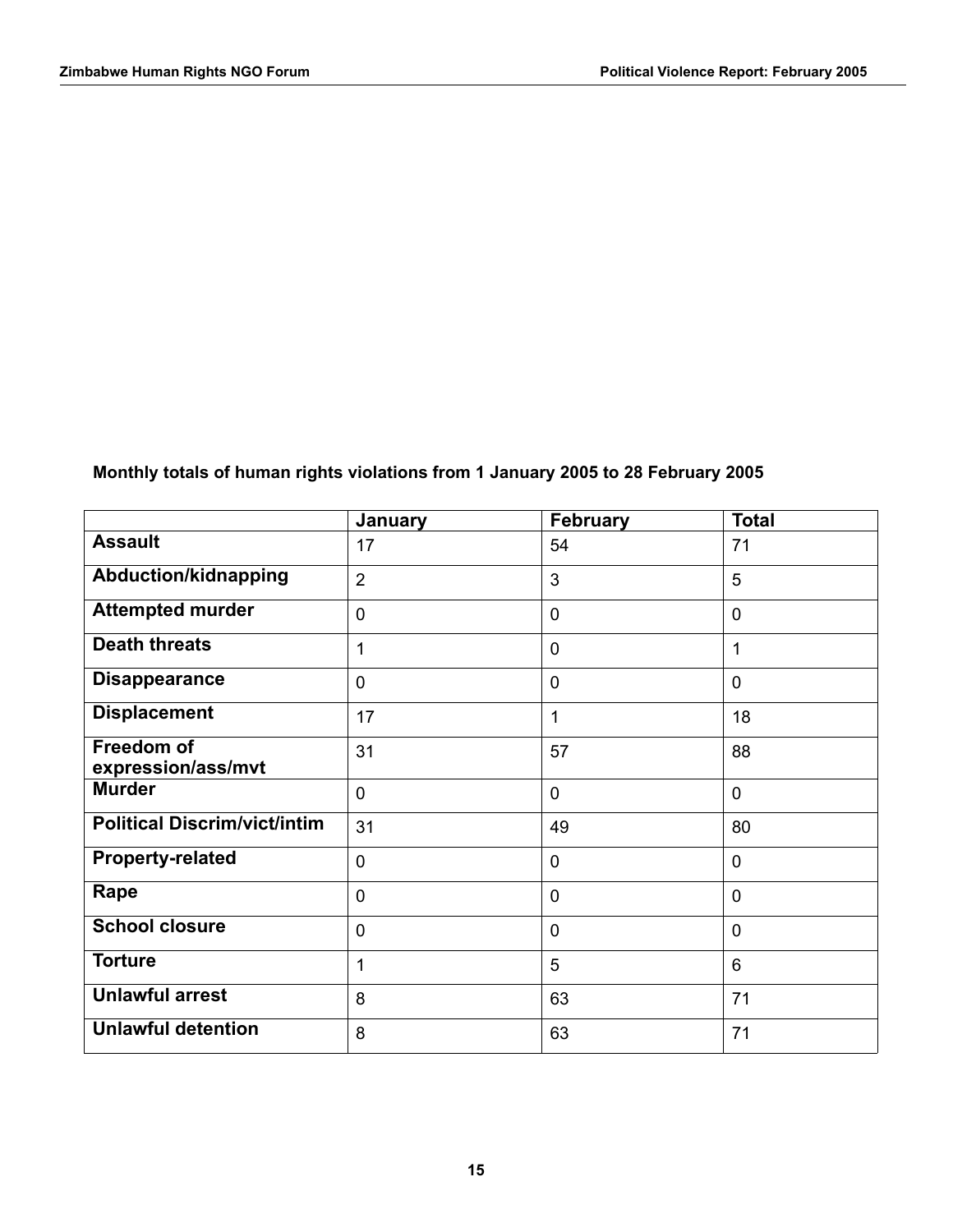**Monthly totals of human rights violations from 1 January 2005 to 28 February 2005**

| | January | February | Total |
|---|---|---|---|
| **Assault** | 17 | 54 | 71 |
| **Abduction/kidnapping** | 2 | 3 | 5 |
| **Attempted murder** | 0 | 0 | 0 |
| **Death threats** | 1 | 0 | 1 |
| **Disappearance** | 0 | 0 | 0 |
| **Displacement** | 17 | 1 | 18 |
| **Freedom of expression/ass/mvt** | 31 | 57 | 88 |
| **Murder** | 0 | 0 | 0 |
| **Political Discrim/vict/intim** | 31 | 49 | 80 |
| **Property-related** | 0 | 0 | 0 |
| **Rape** | 0 | 0 | 0 |
| **School closure** | 0 | 0 | 0 |
| **Torture** | 1 | 5 | 6 |
| **Unlawful arrest** | 8 | 63 | 71 |
| **Unlawful detention** | 8 | 63 | 71 |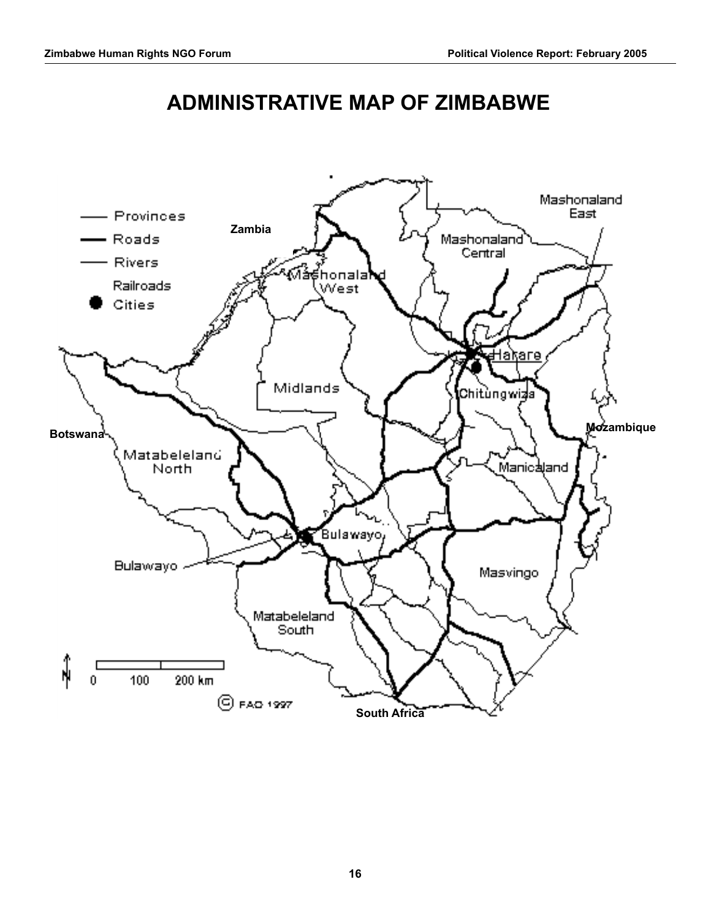# ADMINISTRATIVE MAP OF ZIMBABWE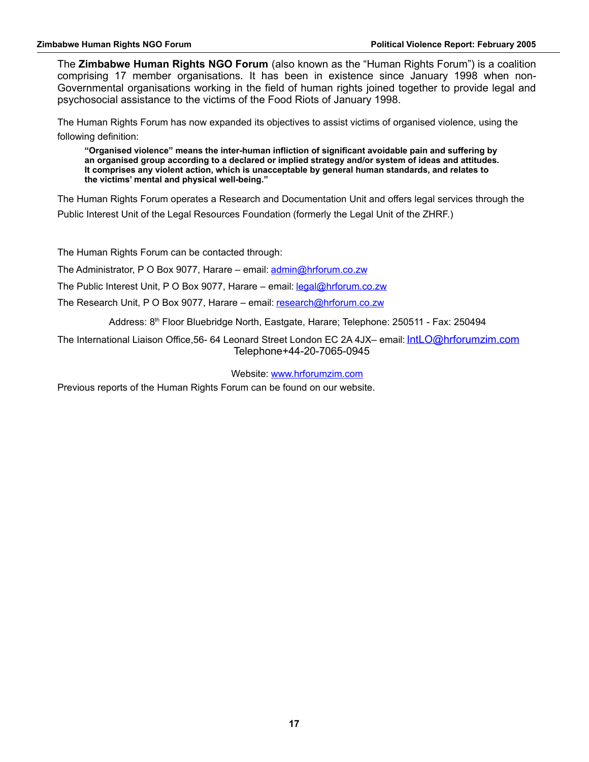The **Zimbabwe Human Rights NGO Forum** (also known as the "Human Rights Forum") is a coalition comprising 17 member organisations. It has been in existence since January 1998 when non-Governmental organisations working in the field of human rights joined together to provide legal and psychosocial assistance to the victims of the Food Riots of January 1998.

The Human Rights Forum has now expanded its objectives to assist victims of organised violence, using the following definition:

> **"Organised violence" means the inter-human infliction of significant avoidable pain and suffering by an organised group according to a declared or implied strategy and/or system of ideas and attitudes. It comprises any violent action, which is unacceptable by general human standards, and relates to the victims' mental and physical well-being."**

The Human Rights Forum operates a Research and Documentation Unit and offers legal services through the Public Interest Unit of the Legal Resources Foundation (formerly the Legal Unit of the ZHRF.)

The Human Rights Forum can be contacted through:

The Administrator, P O Box 9077, Harare – email: admin@hrforum.co.zw

The Public Interest Unit, P O Box 9077, Harare – email: legal@hrforum.co.zw

The Research Unit, P O Box 9077, Harare – email: research@hrforum.co.zw

Address: 8th Floor Bluebridge North, Eastgate, Harare; Telephone: 250511 - Fax: 250494

The International Liaison Office,56- 64 Leonard Street London EC 2A 4JX– email: IntLO@hrforumzim.com
Telephone+44-20-7065-0945

Website: www.hrforumzim.com

Previous reports of the Human Rights Forum can be found on our website.